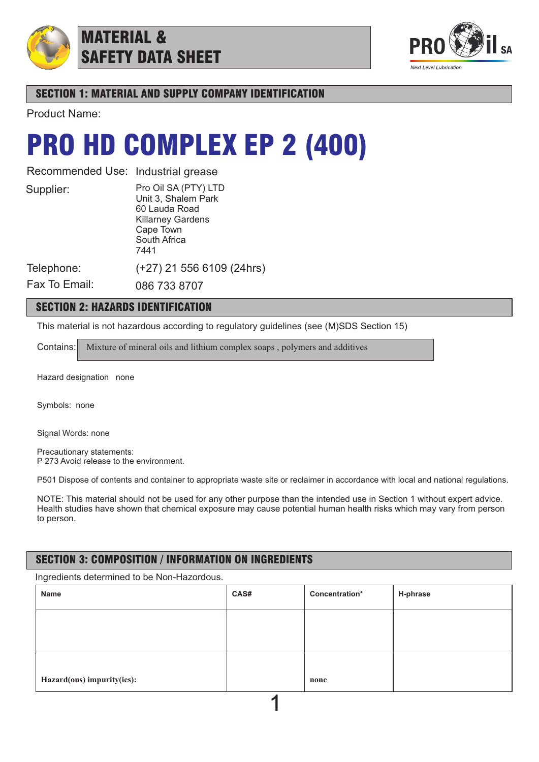# MATERIAL & SAFETY DATA SHEET

PRO il SA

*Next Level Lubrication*

## SECTION 1: MATERIAL AND SUPPLY COMPANY IDENTIFICATION

Product Name:

# PRO HD COMPLEX EP 2 (400)

Recommended Use: Industrial grease

Supplier:
Pro Oil SA (PTY) LTD
Unit 3, Shalem Park
60 Lauda Road
Killarney Gardens
Cape Town
South Africa
7441

Telephone: (+27) 21 556 6109 (24hrs)

Fax To Email: 086 733 8707

## SECTION 2: HAZARDS IDENTIFICATION

This material is not hazardous according to regulatory guidelines (see (M)SDS Section 15)

Contains: Mixture of mineral oils and lithium complex soaps , polymers and additives

Hazard designation none

Symbols: none

Signal Words: none

Precautionary statements:
P 273 Avoid release to the environment.

P501 Dispose of contents and container to appropriate waste site or reclaimer in accordance with local and national regulations.

NOTE: This material should not be used for any other purpose than the intended use in Section 1 without expert advice. Health studies have shown that chemical exposure may cause potential human health risks which may vary from person to person.

## SECTION 3: COMPOSITION / INFORMATION ON INGREDIENTS

Ingredients determined to be Non-Hazordous.

| Name | CAS# | Concentration* | H-phrase |
|---|---|---|---|
| | | | |
| **Hazard(ous) impurity(ies):** | | **none** | |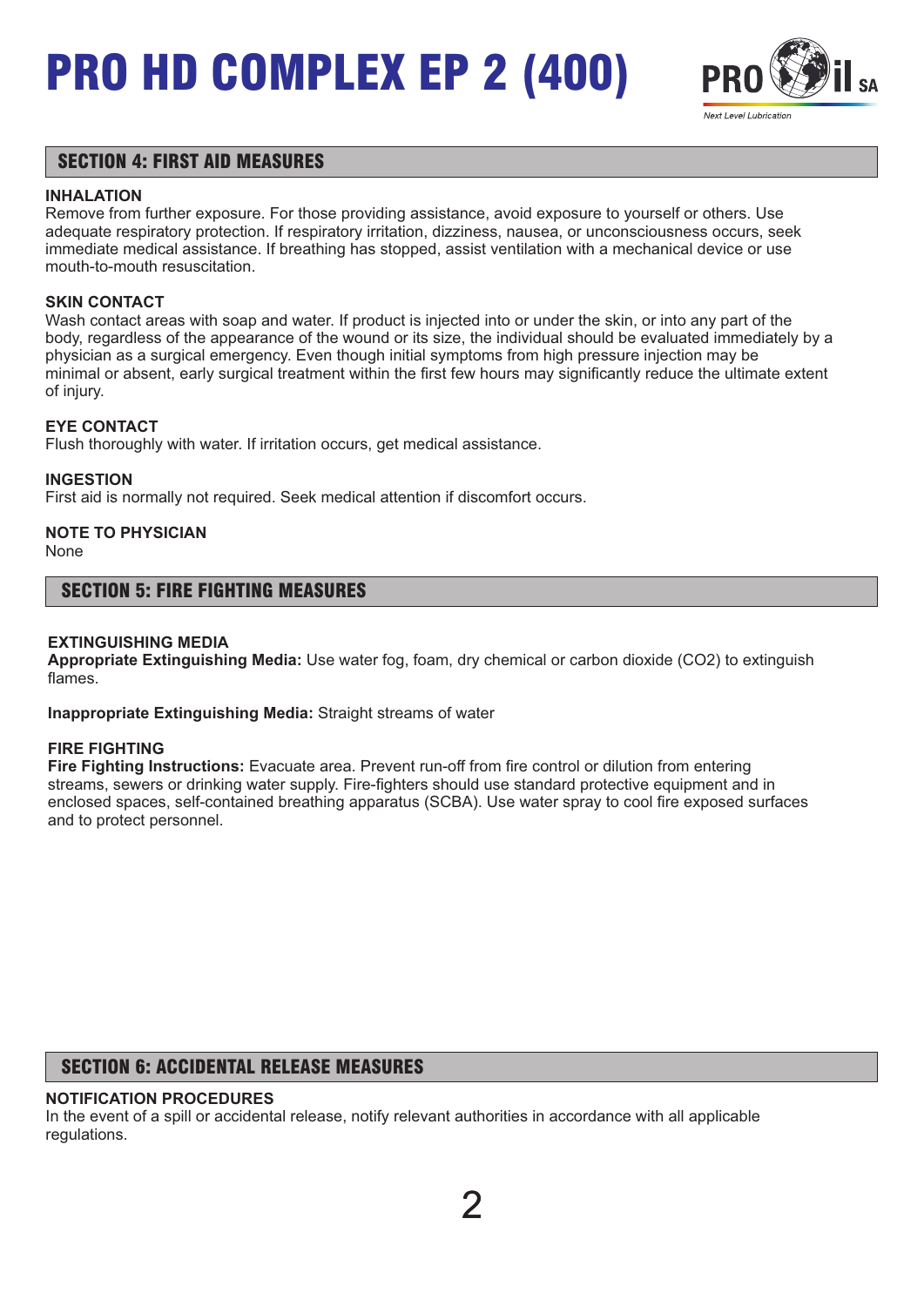## SECTION 4: FIRST AID MEASURES

**INHALATION**
Remove from further exposure. For those providing assistance, avoid exposure to yourself or others. Use adequate respiratory protection. If respiratory irritation, dizziness, nausea, or unconsciousness occurs, seek immediate medical assistance. If breathing has stopped, assist ventilation with a mechanical device or use mouth-to-mouth resuscitation.

**SKIN CONTACT**
Wash contact areas with soap and water. If product is injected into or under the skin, or into any part of the body, regardless of the appearance of the wound or its size, the individual should be evaluated immediately by a physician as a surgical emergency. Even though initial symptoms from high pressure injection may be minimal or absent, early surgical treatment within the first few hours may significantly reduce the ultimate extent of injury.

**EYE CONTACT**
Flush thoroughly with water. If irritation occurs, get medical assistance.

**INGESTION**
First aid is normally not required. Seek medical attention if discomfort occurs.

**NOTE TO PHYSICIAN**
None

## SECTION 5: FIRE FIGHTING MEASURES

**EXTINGUISHING MEDIA**
**Appropriate Extinguishing Media:** Use water fog, foam, dry chemical or carbon dioxide ($CO_2$) to extinguish flames.

**Inappropriate Extinguishing Media:** Straight streams of water

**FIRE FIGHTING**
**Fire Fighting Instructions:** Evacuate area. Prevent run-off from fire control or dilution from entering streams, sewers or drinking water supply. Fire-fighters should use standard protective equipment and in enclosed spaces, self-contained breathing apparatus (SCBA). Use water spray to cool fire exposed surfaces and to protect personnel.

## SECTION 6: ACCIDENTAL RELEASE MEASURES

**NOTIFICATION PROCEDURES**
In the event of a spill or accidental release, notify relevant authorities in accordance with all applicable regulations.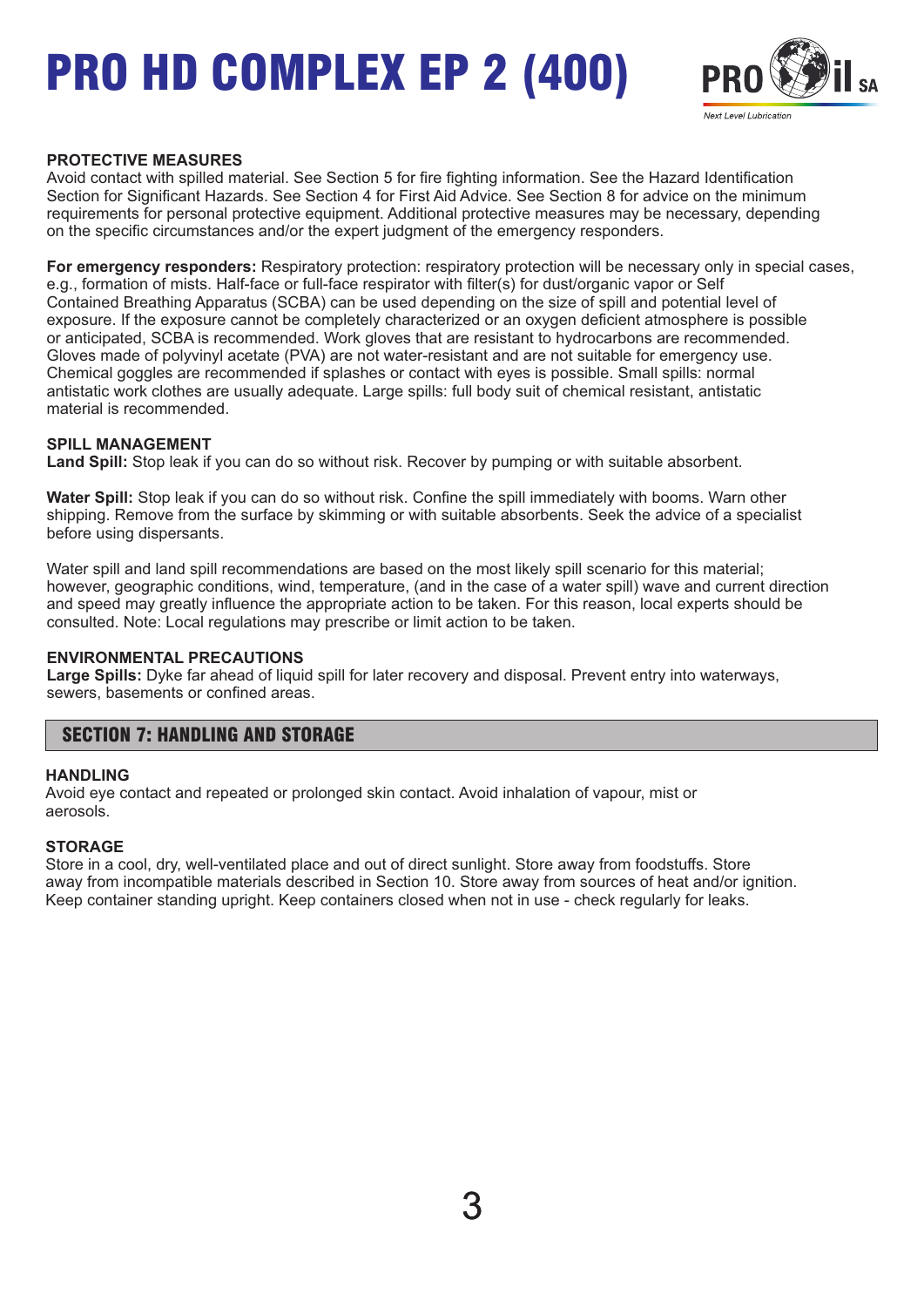### PROTECTIVE MEASURES

Avoid contact with spilled material. See Section 5 for fire fighting information. See the Hazard Identification Section for Significant Hazards. See Section 4 for First Aid Advice. See Section 8 for advice on the minimum requirements for personal protective equipment. Additional protective measures may be necessary, depending on the specific circumstances and/or the expert judgment of the emergency responders.

**For emergency responders:** Respiratory protection: respiratory protection will be necessary only in special cases, e.g., formation of mists. Half-face or full-face respirator with filter(s) for dust/organic vapor or Self Contained Breathing Apparatus (SCBA) can be used depending on the size of spill and potential level of exposure. If the exposure cannot be completely characterized or an oxygen deficient atmosphere is possible or anticipated, SCBA is recommended. Work gloves that are resistant to hydrocarbons are recommended. Gloves made of polyvinyl acetate (PVA) are not water-resistant and are not suitable for emergency use. Chemical goggles are recommended if splashes or contact with eyes is possible. Small spills: normal antistatic work clothes are usually adequate. Large spills: full body suit of chemical resistant, antistatic material is recommended.

### SPILL MANAGEMENT

**Land Spill:** Stop leak if you can do so without risk. Recover by pumping or with suitable absorbent.

**Water Spill:** Stop leak if you can do so without risk. Confine the spill immediately with booms. Warn other shipping. Remove from the surface by skimming or with suitable absorbents. Seek the advice of a specialist before using dispersants.

Water spill and land spill recommendations are based on the most likely spill scenario for this material; however, geographic conditions, wind, temperature, (and in the case of a water spill) wave and current direction and speed may greatly influence the appropriate action to be taken. For this reason, local experts should be consulted. Note: Local regulations may prescribe or limit action to be taken.

### ENVIRONMENTAL PRECAUTIONS

**Large Spills:** Dyke far ahead of liquid spill for later recovery and disposal. Prevent entry into waterways, sewers, basements or confined areas.

## SECTION 7: HANDLING AND STORAGE

### HANDLING

Avoid eye contact and repeated or prolonged skin contact. Avoid inhalation of vapour, mist or aerosols.

### STORAGE

Store in a cool, dry, well-ventilated place and out of direct sunlight. Store away from foodstuffs. Store away from incompatible materials described in Section 10. Store away from sources of heat and/or ignition. Keep container standing upright. Keep containers closed when not in use - check regularly for leaks.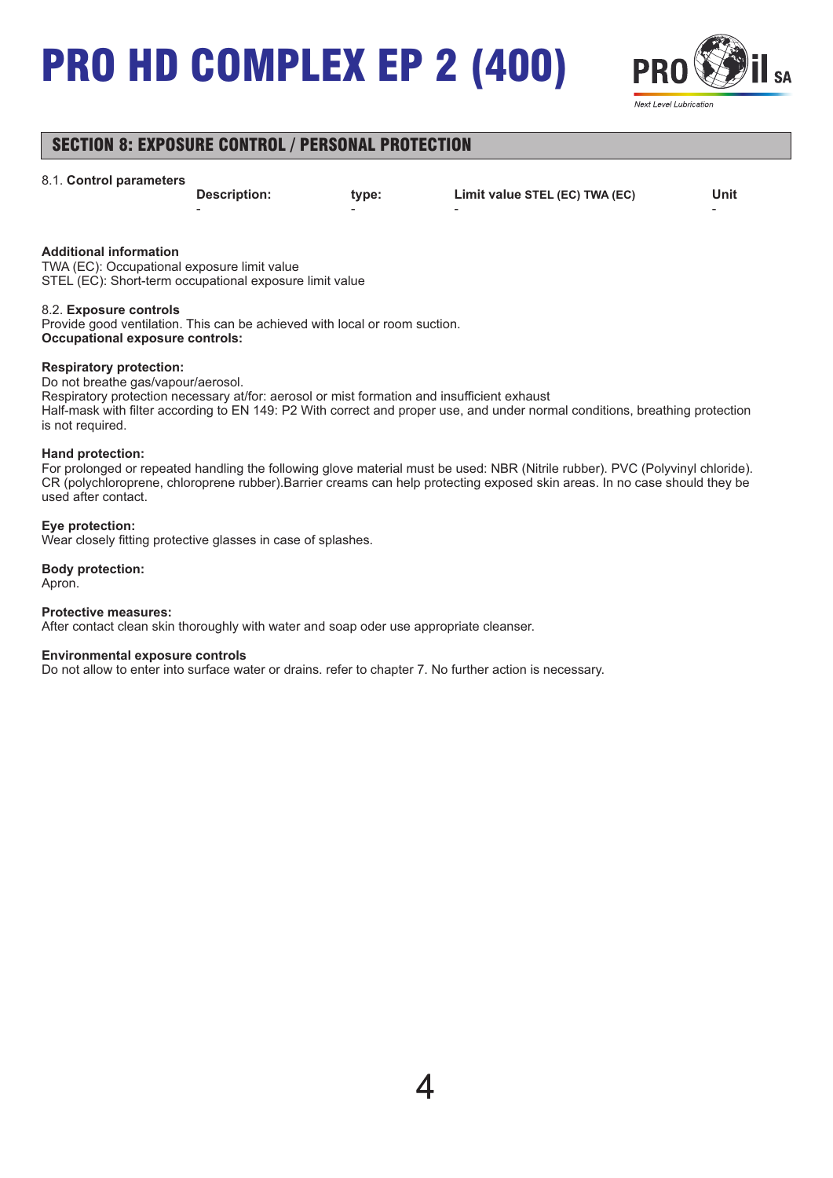# PRO HD COMPLEX EP 2 (400)

## SECTION 8: EXPOSURE CONTROL / PERSONAL PROTECTION

8.1. **Control parameters**

| Description: | type: | Limit value STEL (EC) TWA (EC) | Unit |
| --- | --- | --- | --- |
| - | - | - | - |

**Additional information**
TWA (EC): Occupational exposure limit value
STEL (EC): Short-term occupational exposure limit value

8.2. **Exposure controls**
Provide good ventilation. This can be achieved with local or room suction.
**Occupational exposure controls:**

**Respiratory protection:**
Do not breathe gas/vapour/aerosol.
Respiratory protection necessary at/for: aerosol or mist formation and insufficient exhaust
Half-mask with filter according to EN 149: P2 With correct and proper use, and under normal conditions, breathing protection is not required.

**Hand protection:**
For prolonged or repeated handling the following glove material must be used: NBR (Nitrile rubber). PVC (Polyvinyl chloride). CR (polychloroprene, chloroprene rubber).Barrier creams can help protecting exposed skin areas. In no case should they be used after contact.

**Eye protection:**
Wear closely fitting protective glasses in case of splashes.

**Body protection:**
Apron.

**Protective measures:**
After contact clean skin thoroughly with water and soap oder use appropriate cleanser.

**Environmental exposure controls**
Do not allow to enter into surface water or drains. refer to chapter 7. No further action is necessary.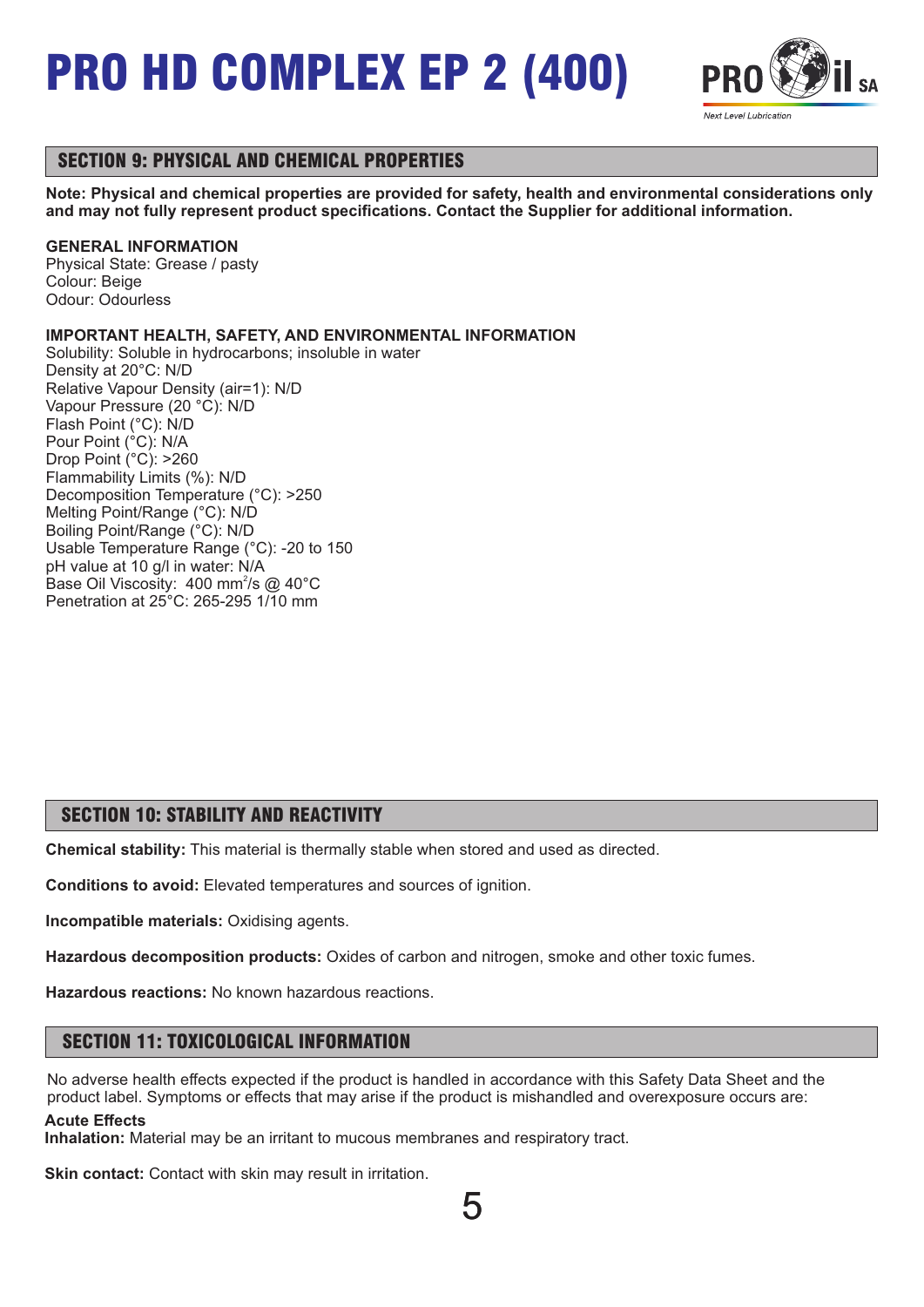# PRO HD COMPLEX EP 2 (400)

## SECTION 9: PHYSICAL AND CHEMICAL PROPERTIES

**Note: Physical and chemical properties are provided for safety, health and environmental considerations only and may not fully represent product specifications. Contact the Supplier for additional information.**

**GENERAL INFORMATION**
Physical State: Grease / pasty
Colour: Beige
Odour: Odourless

**IMPORTANT HEALTH, SAFETY, AND ENVIRONMENTAL INFORMATION**
Solubility: Soluble in hydrocarbons; insoluble in water
Density at 20°C: N/D
Relative Vapour Density (air=1): N/D
Vapour Pressure (20 °C): N/D
Flash Point (°C): N/D
Pour Point (°C): N/A
Drop Point (°C): >260
Flammability Limits (%): N/D
Decomposition Temperature (°C): >250
Melting Point/Range (°C): N/D
Boiling Point/Range (°C): N/D
Usable Temperature Range (°C): -20 to 150
pH value at 10 g/l in water: N/A
Base Oil Viscosity: 400 $mm^2/s$ @ 40°C
Penetration at 25°C: 265-295 1/10 mm

## SECTION 10: STABILITY AND REACTIVITY

**Chemical stability:** This material is thermally stable when stored and used as directed.

**Conditions to avoid:** Elevated temperatures and sources of ignition.

**Incompatible materials:** Oxidising agents.

**Hazardous decomposition products:** Oxides of carbon and nitrogen, smoke and other toxic fumes.

**Hazardous reactions:** No known hazardous reactions.

## SECTION 11: TOXICOLOGICAL INFORMATION

No adverse health effects expected if the product is handled in accordance with this Safety Data Sheet and the product label. Symptoms or effects that may arise if the product is mishandled and overexposure occurs are:

**Acute Effects**
**Inhalation:** Material may be an irritant to mucous membranes and respiratory tract.

**Skin contact:** Contact with skin may result in irritation.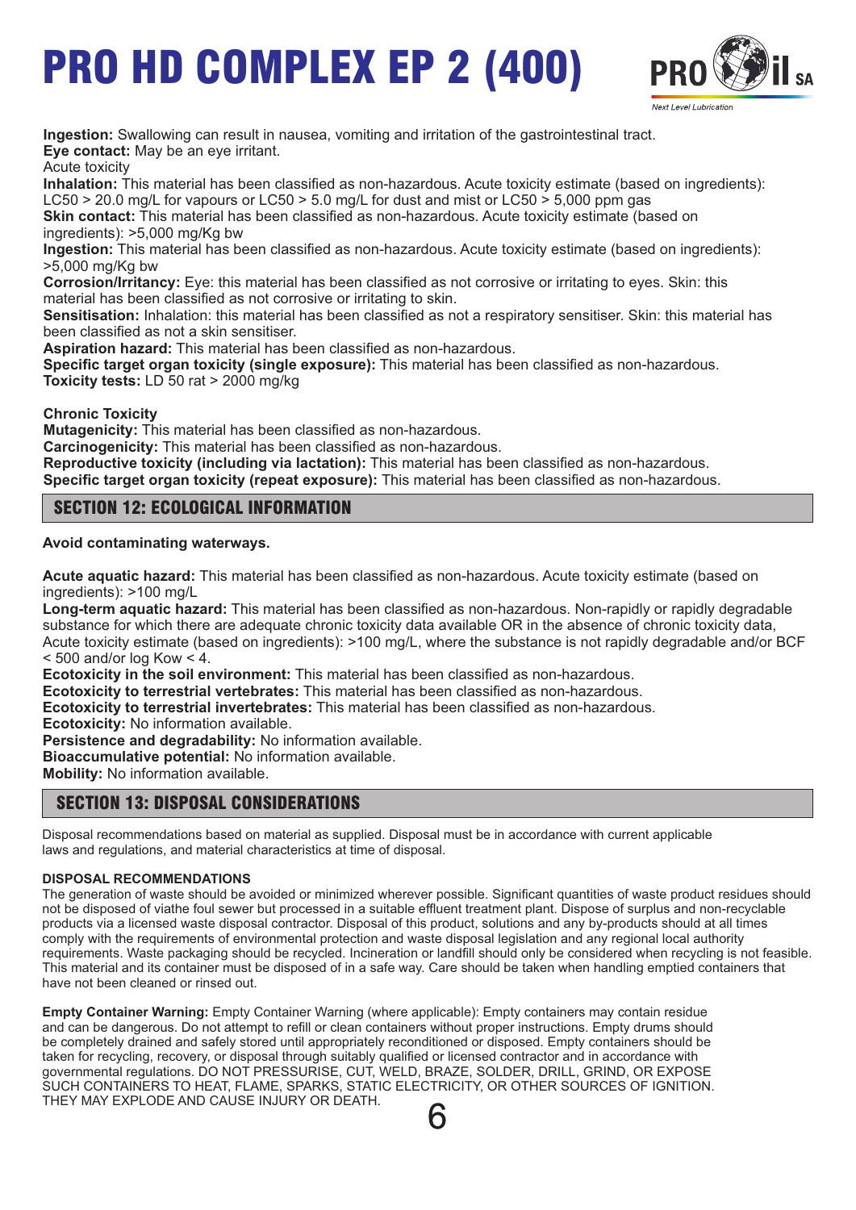**Ingestion:** Swallowing can result in nausea, vomiting and irritation of the gastrointestinal tract.
**Eye contact:** May be an eye irritant.
Acute toxicity
**Inhalation:** This material has been classified as non-hazardous. Acute toxicity estimate (based on ingredients): LC50 > 20.0 mg/L for vapours or LC50 > 5.0 mg/L for dust and mist or LC50 > 5,000 ppm gas
**Skin contact:** This material has been classified as non-hazardous. Acute toxicity estimate (based on ingredients): >5,000 mg/Kg bw
**Ingestion:** This material has been classified as non-hazardous. Acute toxicity estimate (based on ingredients): >5,000 mg/Kg bw
**Corrosion/Irritancy:** Eye: this material has been classified as not corrosive or irritating to eyes. Skin: this material has been classified as not corrosive or irritating to skin.
**Sensitisation:** Inhalation: this material has been classified as not a respiratory sensitiser. Skin: this material has been classified as not a skin sensitiser.
**Aspiration hazard:** This material has been classified as non-hazardous.
**Specific target organ toxicity (single exposure):** This material has been classified as non-hazardous.
**Toxicity tests:** LD 50 rat > 2000 mg/kg

**Chronic Toxicity**
**Mutagenicity:** This material has been classified as non-hazardous.
**Carcinogenicity:** This material has been classified as non-hazardous.
**Reproductive toxicity (including via lactation):** This material has been classified as non-hazardous.
**Specific target organ toxicity (repeat exposure):** This material has been classified as non-hazardous.

## SECTION 12: ECOLOGICAL INFORMATION

**Avoid contaminating waterways.**

**Acute aquatic hazard:** This material has been classified as non-hazardous. Acute toxicity estimate (based on ingredients): >100 mg/L
**Long-term aquatic hazard:** This material has been classified as non-hazardous. Non-rapidly or rapidly degradable substance for which there are adequate chronic toxicity data available OR in the absence of chronic toxicity data, Acute toxicity estimate (based on ingredients): >100 mg/L, where the substance is not rapidly degradable and/or BCF < 500 and/or log Kow < 4.
**Ecotoxicity in the soil environment:** This material has been classified as non-hazardous.
**Ecotoxicity to terrestrial vertebrates:** This material has been classified as non-hazardous.
**Ecotoxicity to terrestrial invertebrates:** This material has been classified as non-hazardous.
**Ecotoxicity:** No information available.
**Persistence and degradability:** No information available.
**Bioaccumulative potential:** No information available.
**Mobility:** No information available.

## SECTION 13: DISPOSAL CONSIDERATIONS

Disposal recommendations based on material as supplied. Disposal must be in accordance with current applicable laws and regulations, and material characteristics at time of disposal.

**DISPOSAL RECOMMENDATIONS**
The generation of waste should be avoided or minimized wherever possible. Significant quantities of waste product residues should not be disposed of viathe foul sewer but processed in a suitable effluent treatment plant. Dispose of surplus and non-recyclable products via a licensed waste disposal contractor. Disposal of this product, solutions and any by-products should at all times comply with the requirements of environmental protection and waste disposal legislation and any regional local authority requirements. Waste packaging should be recycled. Incineration or landfill should only be considered when recycling is not feasible. This material and its container must be disposed of in a safe way. Care should be taken when handling emptied containers that have not been cleaned or rinsed out.

**Empty Container Warning:** Empty Container Warning (where applicable): Empty containers may contain residue and can be dangerous. Do not attempt to refill or clean containers without proper instructions. Empty drums should be completely drained and safely stored until appropriately reconditioned or disposed. Empty containers should be taken for recycling, recovery, or disposal through suitably qualified or licensed contractor and in accordance with governmental regulations. DO NOT PRESSURISE, CUT, WELD, BRAZE, SOLDER, DRILL, GRIND, OR EXPOSE SUCH CONTAINERS TO HEAT, FLAME, SPARKS, STATIC ELECTRICITY, OR OTHER SOURCES OF IGNITION. THEY MAY EXPLODE AND CAUSE INJURY OR DEATH.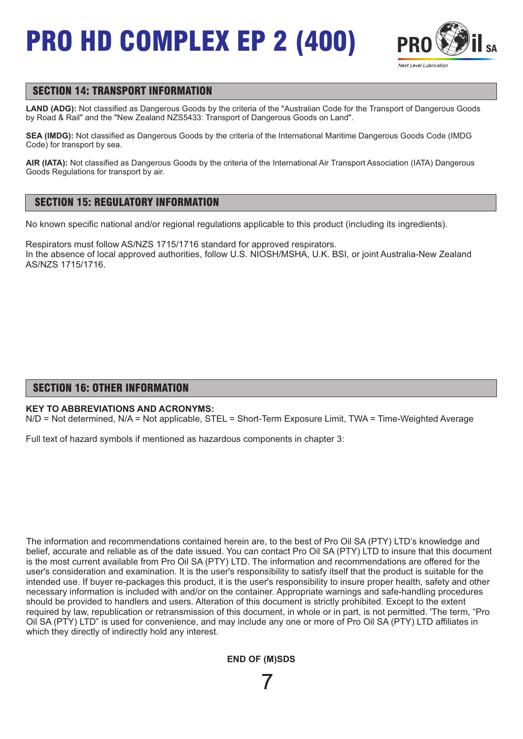## SECTION 14: TRANSPORT INFORMATION

**LAND (ADG):** Not classified as Dangerous Goods by the criteria of the "Australian Code for the Transport of Dangerous Goods by Road & Rail" and the "New Zealand NZS5433: Transport of Dangerous Goods on Land".

**SEA (IMDG):** Not classified as Dangerous Goods by the criteria of the International Maritime Dangerous Goods Code (IMDG Code) for transport by sea.

**AIR (IATA):** Not classified as Dangerous Goods by the criteria of the International Air Transport Association (IATA) Dangerous Goods Regulations for transport by air.

## SECTION 15: REGULATORY INFORMATION

No known specific national and/or regional regulations applicable to this product (including its ingredients).

Respirators must follow AS/NZS 1715/1716 standard for approved respirators.
In the absence of local approved authorities, follow U.S. NIOSH/MSHA, U.K. BSI, or joint Australia-New Zealand AS/NZS 1715/1716.

## SECTION 16: OTHER INFORMATION

**KEY TO ABBREVIATIONS AND ACRONYMS:**
N/D = Not determined, N/A = Not applicable, STEL = Short-Term Exposure Limit, TWA = Time-Weighted Average

Full text of hazard symbols if mentioned as hazardous components in chapter 3:

The information and recommendations contained herein are, to the best of Pro Oil SA (PTY) LTD's knowledge and belief, accurate and reliable as of the date issued. You can contact Pro Oil SA (PTY) LTD to insure that this document is the most current available from Pro Oil SA (PTY) LTD. The information and recommendations are offered for the user's consideration and examination. It is the user's responsibility to satisfy itself that the product is suitable for the intended use. If buyer re-packages this product, it is the user's responsibility to insure proper health, safety and other necessary information is included with and/or on the container. Appropriate warnings and safe-handling procedures should be provided to handlers and users. Alteration of this document is strictly prohibited. Except to the extent required by law, republication or retransmission of this document, in whole or in part, is not permitted. 'The term, "Pro Oil SA (PTY) LTD" is used for convenience, and may include any one or more of Pro Oil SA (PTY) LTD affiliates in which they directly of indirectly hold any interest.

**END OF (M)SDS**